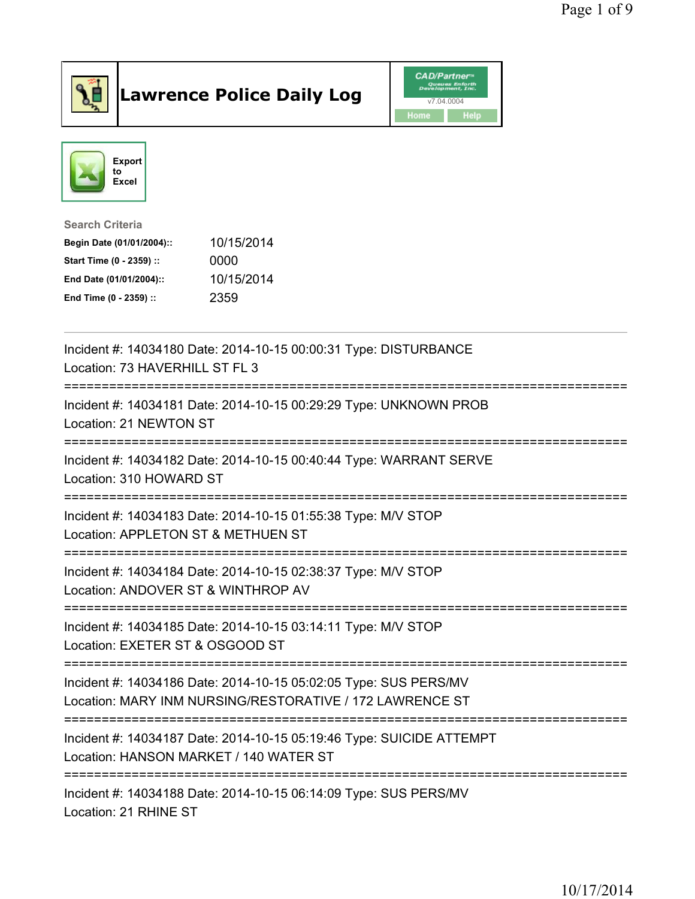# Lawrence Police Daily Log

CAD/Partner
v7.04.0004
Home Help

Export to Excel

**Search Criteria**

| | |
|---|---|
| **Begin Date (01/01/2004)::** | 10/15/2014 |
| **Start Time (0 - 2359) ::** | 0000 |
| **End Date (01/01/2004)::** | 10/15/2014 |
| **End Time (0 - 2359) ::** | 2359 |

---

Incident #: 14034180 Date: 2014-10-15 00:00:31 Type: DISTURBANCE
Location: 73 HAVERHILL ST FL 3

===========================================================================

Incident #: 14034181 Date: 2014-10-15 00:29:29 Type: UNKNOWN PROB
Location: 21 NEWTON ST

===========================================================================

Incident #: 14034182 Date: 2014-10-15 00:40:44 Type: WARRANT SERVE
Location: 310 HOWARD ST

===========================================================================

Incident #: 14034183 Date: 2014-10-15 01:55:38 Type: M/V STOP
Location: APPLETON ST & METHUEN ST

===========================================================================

Incident #: 14034184 Date: 2014-10-15 02:38:37 Type: M/V STOP
Location: ANDOVER ST & WINTHROP AV

===========================================================================

Incident #: 14034185 Date: 2014-10-15 03:14:11 Type: M/V STOP
Location: EXETER ST & OSGOOD ST

===========================================================================

Incident #: 14034186 Date: 2014-10-15 05:02:05 Type: SUS PERS/MV
Location: MARY INM NURSING/RESTORATIVE / 172 LAWRENCE ST

===========================================================================

Incident #: 14034187 Date: 2014-10-15 05:19:46 Type: SUICIDE ATTEMPT
Location: HANSON MARKET / 140 WATER ST

===========================================================================

Incident #: 14034188 Date: 2014-10-15 06:14:09 Type: SUS PERS/MV
Location: 21 RHINE ST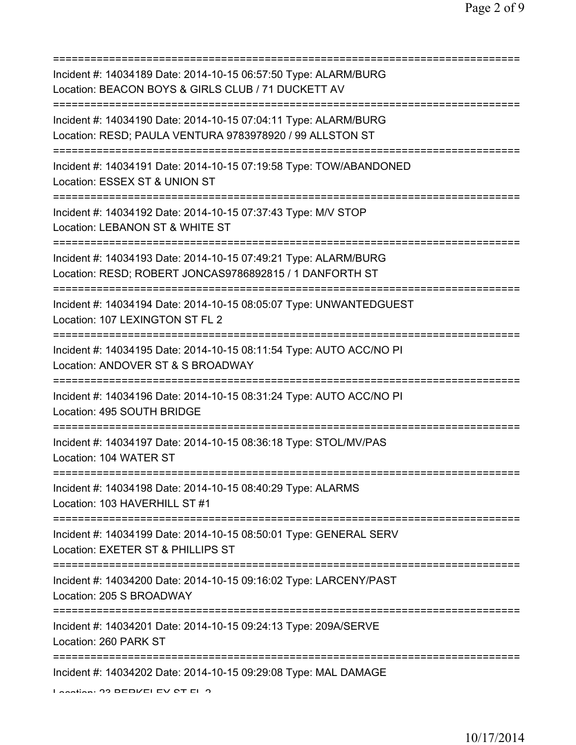===========================================================================
Incident #: 14034189 Date: 2014-10-15 06:57:50 Type: ALARM/BURG
Location: BEACON BOYS & GIRLS CLUB / 71 DUCKETT AV
===========================================================================
Incident #: 14034190 Date: 2014-10-15 07:04:11 Type: ALARM/BURG
Location: RESD; PAULA VENTURA 9783978920 / 99 ALLSTON ST
===========================================================================
Incident #: 14034191 Date: 2014-10-15 07:19:58 Type: TOW/ABANDONED
Location: ESSEX ST & UNION ST
===========================================================================
Incident #: 14034192 Date: 2014-10-15 07:37:43 Type: M/V STOP
Location: LEBANON ST & WHITE ST
===========================================================================
Incident #: 14034193 Date: 2014-10-15 07:49:21 Type: ALARM/BURG
Location: RESD; ROBERT JONCAS9786892815 / 1 DANFORTH ST
===========================================================================
Incident #: 14034194 Date: 2014-10-15 08:05:07 Type: UNWANTEDGUEST
Location: 107 LEXINGTON ST FL 2
===========================================================================
Incident #: 14034195 Date: 2014-10-15 08:11:54 Type: AUTO ACC/NO PI
Location: ANDOVER ST & S BROADWAY
===========================================================================
Incident #: 14034196 Date: 2014-10-15 08:31:24 Type: AUTO ACC/NO PI
Location: 495 SOUTH BRIDGE
===========================================================================
Incident #: 14034197 Date: 2014-10-15 08:36:18 Type: STOL/MV/PAS
Location: 104 WATER ST
===========================================================================
Incident #: 14034198 Date: 2014-10-15 08:40:29 Type: ALARMS
Location: 103 HAVERHILL ST #1
===========================================================================
Incident #: 14034199 Date: 2014-10-15 08:50:01 Type: GENERAL SERV
Location: EXETER ST & PHILLIPS ST
===========================================================================
Incident #: 14034200 Date: 2014-10-15 09:16:02 Type: LARCENY/PAST
Location: 205 S BROADWAY
===========================================================================
Incident #: 14034201 Date: 2014-10-15 09:24:13 Type: 209A/SERVE
Location: 260 PARK ST
===========================================================================
Incident #: 14034202 Date: 2014-10-15 09:29:08 Type: MAL DAMAGE
Location: 23 BERKELEY ST FL 2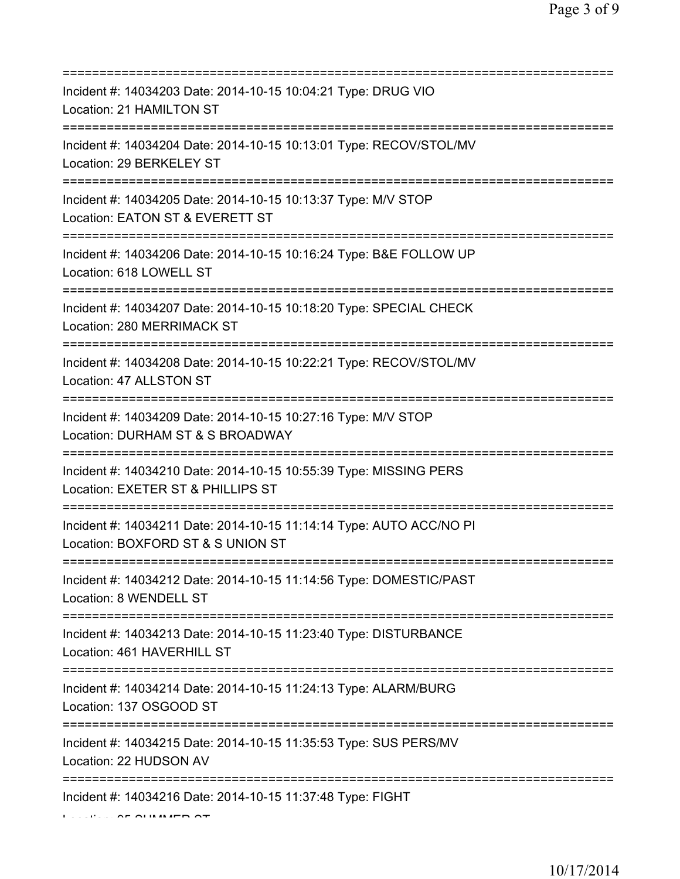===========================================================================

Incident #: 14034203 Date: 2014-10-15 10:04:21 Type: DRUG VIO
Location: 21 HAMILTON ST

===========================================================================

Incident #: 14034204 Date: 2014-10-15 10:13:01 Type: RECOV/STOL/MV
Location: 29 BERKELEY ST

===========================================================================

Incident #: 14034205 Date: 2014-10-15 10:13:37 Type: M/V STOP
Location: EATON ST & EVERETT ST

===========================================================================

Incident #: 14034206 Date: 2014-10-15 10:16:24 Type: B&E FOLLOW UP
Location: 618 LOWELL ST

===========================================================================

Incident #: 14034207 Date: 2014-10-15 10:18:20 Type: SPECIAL CHECK
Location: 280 MERRIMACK ST

===========================================================================

Incident #: 14034208 Date: 2014-10-15 10:22:21 Type: RECOV/STOL/MV
Location: 47 ALLSTON ST

===========================================================================

Incident #: 14034209 Date: 2014-10-15 10:27:16 Type: M/V STOP
Location: DURHAM ST & S BROADWAY

===========================================================================

Incident #: 14034210 Date: 2014-10-15 10:55:39 Type: MISSING PERS
Location: EXETER ST & PHILLIPS ST

===========================================================================

Incident #: 14034211 Date: 2014-10-15 11:14:14 Type: AUTO ACC/NO PI
Location: BOXFORD ST & S UNION ST

===========================================================================

Incident #: 14034212 Date: 2014-10-15 11:14:56 Type: DOMESTIC/PAST
Location: 8 WENDELL ST

===========================================================================

Incident #: 14034213 Date: 2014-10-15 11:23:40 Type: DISTURBANCE
Location: 461 HAVERHILL ST

===========================================================================

Incident #: 14034214 Date: 2014-10-15 11:24:13 Type: ALARM/BURG
Location: 137 OSGOOD ST

===========================================================================

Incident #: 14034215 Date: 2014-10-15 11:35:53 Type: SUS PERS/MV
Location: 22 HUDSON AV

===========================================================================

Incident #: 14034216 Date: 2014-10-15 11:37:48 Type: FIGHT
Location: 95 SUMMER ST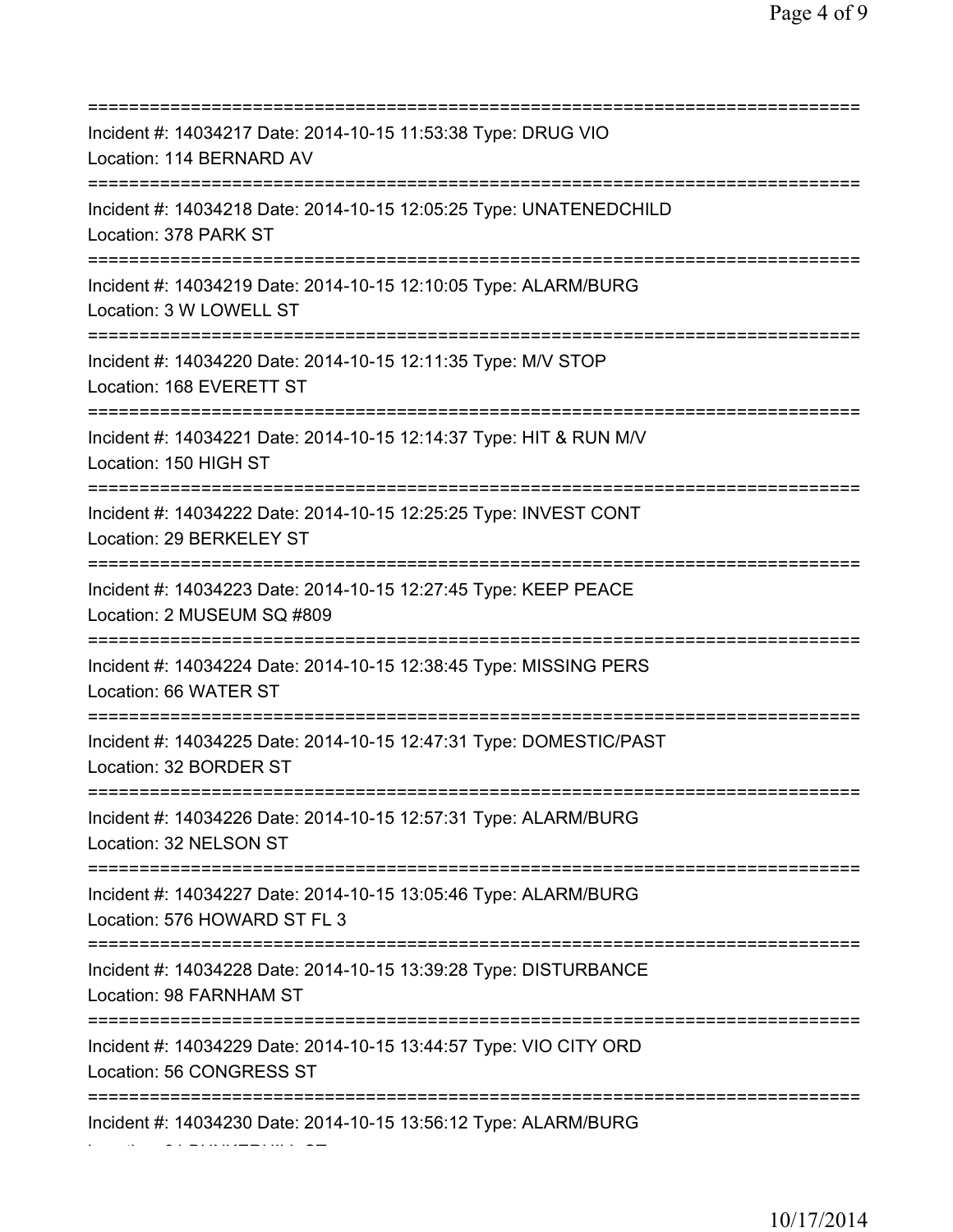===========================================================================
Incident #: 14034217 Date: 2014-10-15 11:53:38 Type: DRUG VIO
Location: 114 BERNARD AV
===========================================================================
Incident #: 14034218 Date: 2014-10-15 12:05:25 Type: UNATENEDCHILD
Location: 378 PARK ST
===========================================================================
Incident #: 14034219 Date: 2014-10-15 12:10:05 Type: ALARM/BURG
Location: 3 W LOWELL ST
===========================================================================
Incident #: 14034220 Date: 2014-10-15 12:11:35 Type: M/V STOP
Location: 168 EVERETT ST
===========================================================================
Incident #: 14034221 Date: 2014-10-15 12:14:37 Type: HIT & RUN M/V
Location: 150 HIGH ST
===========================================================================
Incident #: 14034222 Date: 2014-10-15 12:25:25 Type: INVEST CONT
Location: 29 BERKELEY ST
===========================================================================
Incident #: 14034223 Date: 2014-10-15 12:27:45 Type: KEEP PEACE
Location: 2 MUSEUM SQ #809
===========================================================================
Incident #: 14034224 Date: 2014-10-15 12:38:45 Type: MISSING PERS
Location: 66 WATER ST
===========================================================================
Incident #: 14034225 Date: 2014-10-15 12:47:31 Type: DOMESTIC/PAST
Location: 32 BORDER ST
===========================================================================
Incident #: 14034226 Date: 2014-10-15 12:57:31 Type: ALARM/BURG
Location: 32 NELSON ST
===========================================================================
Incident #: 14034227 Date: 2014-10-15 13:05:46 Type: ALARM/BURG
Location: 576 HOWARD ST FL 3
===========================================================================
Incident #: 14034228 Date: 2014-10-15 13:39:28 Type: DISTURBANCE
Location: 98 FARNHAM ST
===========================================================================
Incident #: 14034229 Date: 2014-10-15 13:44:57 Type: VIO CITY ORD
Location: 56 CONGRESS ST
===========================================================================
Incident #: 14034230 Date: 2014-10-15 13:56:12 Type: ALARM/BURG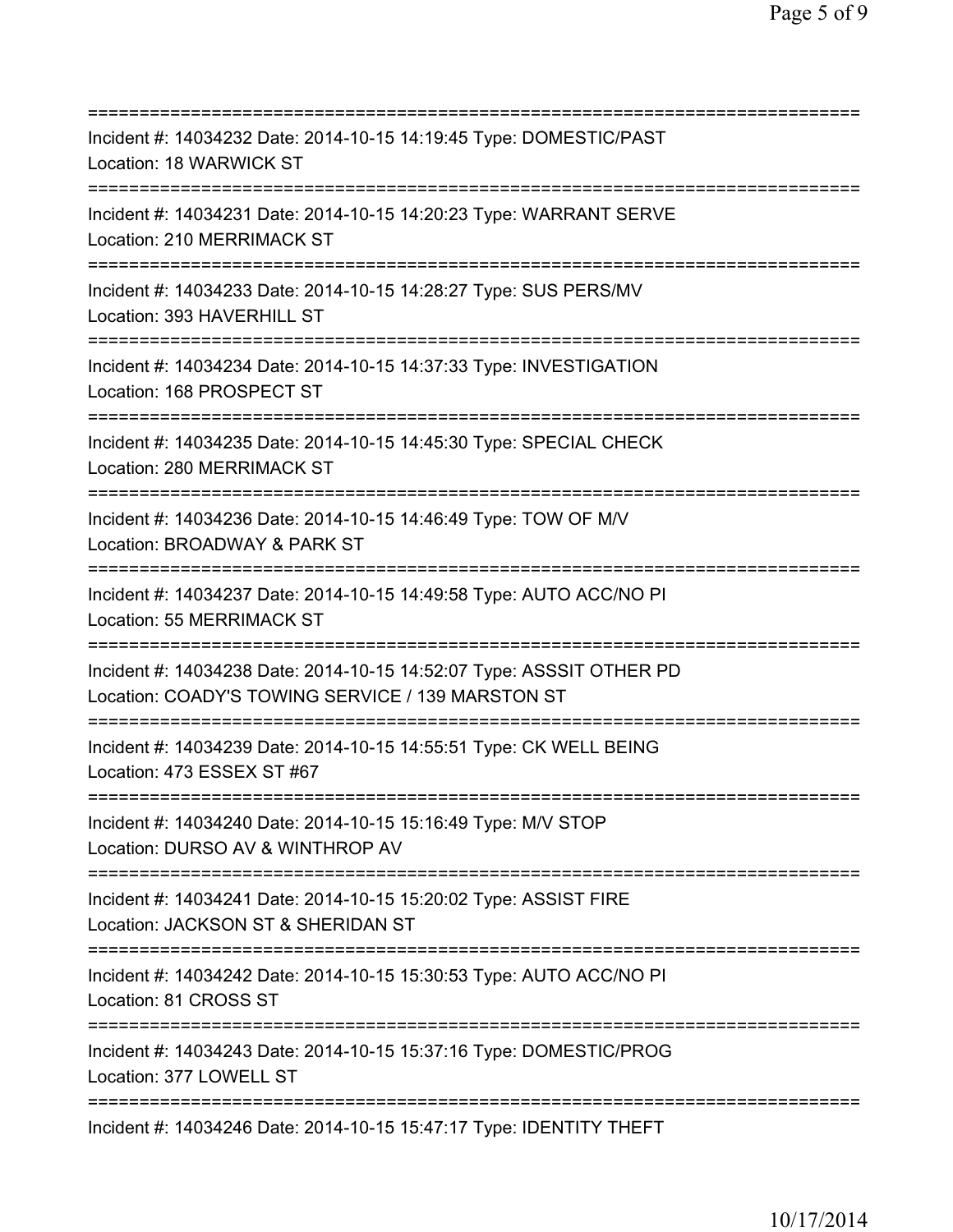===========================================================================
Incident #: 14034232 Date: 2014-10-15 14:19:45 Type: DOMESTIC/PAST
Location: 18 WARWICK ST
===========================================================================
Incident #: 14034231 Date: 2014-10-15 14:20:23 Type: WARRANT SERVE
Location: 210 MERRIMACK ST
===========================================================================
Incident #: 14034233 Date: 2014-10-15 14:28:27 Type: SUS PERS/MV
Location: 393 HAVERHILL ST
===========================================================================
Incident #: 14034234 Date: 2014-10-15 14:37:33 Type: INVESTIGATION
Location: 168 PROSPECT ST
===========================================================================
Incident #: 14034235 Date: 2014-10-15 14:45:30 Type: SPECIAL CHECK
Location: 280 MERRIMACK ST
===========================================================================
Incident #: 14034236 Date: 2014-10-15 14:46:49 Type: TOW OF M/V
Location: BROADWAY & PARK ST
===========================================================================
Incident #: 14034237 Date: 2014-10-15 14:49:58 Type: AUTO ACC/NO PI
Location: 55 MERRIMACK ST
===========================================================================
Incident #: 14034238 Date: 2014-10-15 14:52:07 Type: ASSSIT OTHER PD
Location: COADY'S TOWING SERVICE / 139 MARSTON ST
===========================================================================
Incident #: 14034239 Date: 2014-10-15 14:55:51 Type: CK WELL BEING
Location: 473 ESSEX ST #67
===========================================================================
Incident #: 14034240 Date: 2014-10-15 15:16:49 Type: M/V STOP
Location: DURSO AV & WINTHROP AV
===========================================================================
Incident #: 14034241 Date: 2014-10-15 15:20:02 Type: ASSIST FIRE
Location: JACKSON ST & SHERIDAN ST
===========================================================================
Incident #: 14034242 Date: 2014-10-15 15:30:53 Type: AUTO ACC/NO PI
Location: 81 CROSS ST
===========================================================================
Incident #: 14034243 Date: 2014-10-15 15:37:16 Type: DOMESTIC/PROG
Location: 377 LOWELL ST
===========================================================================
Incident #: 14034246 Date: 2014-10-15 15:47:17 Type: IDENTITY THEFT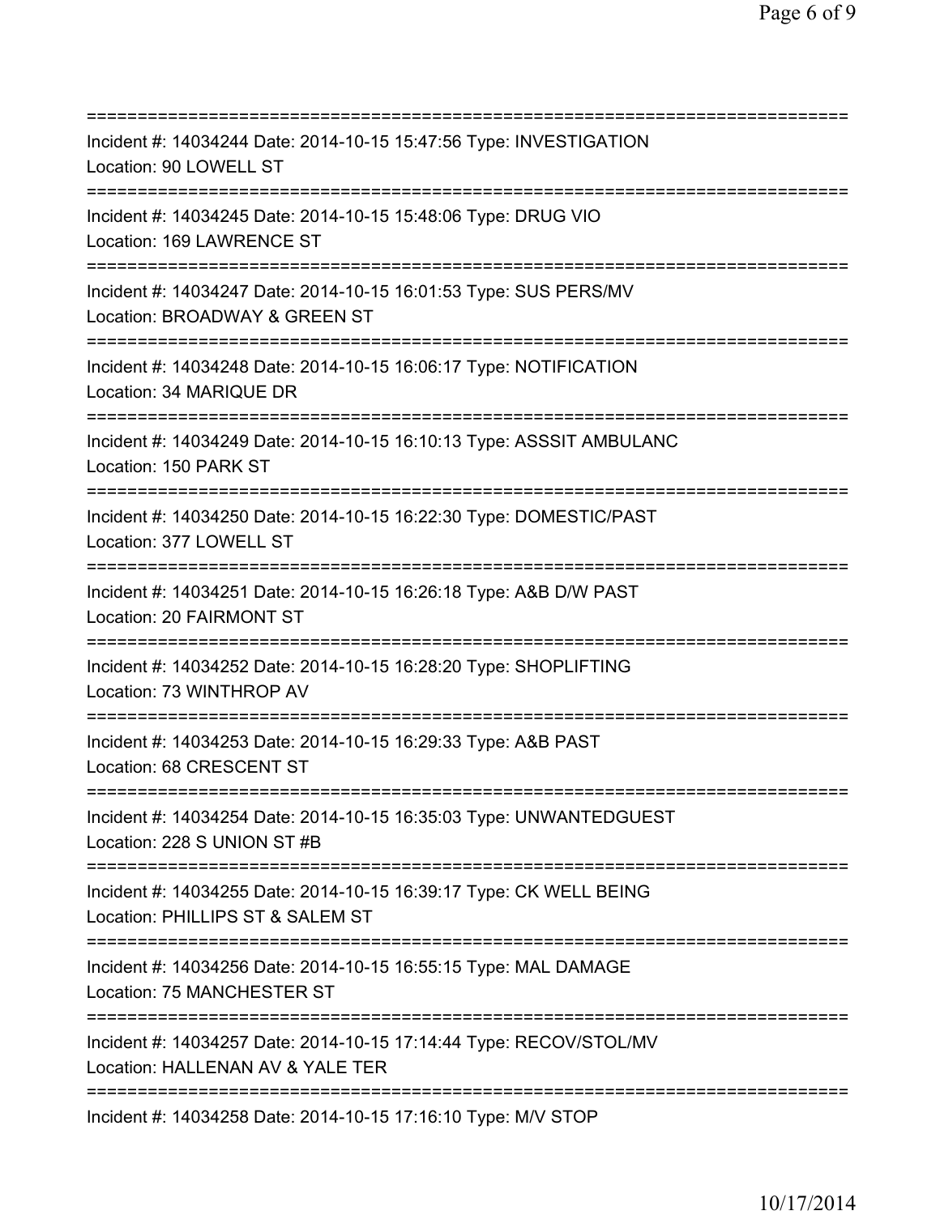===========================================================================
Incident #: 14034244 Date: 2014-10-15 15:47:56 Type: INVESTIGATION
Location: 90 LOWELL ST
===========================================================================
Incident #: 14034245 Date: 2014-10-15 15:48:06 Type: DRUG VIO
Location: 169 LAWRENCE ST
===========================================================================
Incident #: 14034247 Date: 2014-10-15 16:01:53 Type: SUS PERS/MV
Location: BROADWAY & GREEN ST
===========================================================================
Incident #: 14034248 Date: 2014-10-15 16:06:17 Type: NOTIFICATION
Location: 34 MARIQUE DR
===========================================================================
Incident #: 14034249 Date: 2014-10-15 16:10:13 Type: ASSSIT AMBULANC
Location: 150 PARK ST
===========================================================================
Incident #: 14034250 Date: 2014-10-15 16:22:30 Type: DOMESTIC/PAST
Location: 377 LOWELL ST
===========================================================================
Incident #: 14034251 Date: 2014-10-15 16:26:18 Type: A&B D/W PAST
Location: 20 FAIRMONT ST
===========================================================================
Incident #: 14034252 Date: 2014-10-15 16:28:20 Type: SHOPLIFTING
Location: 73 WINTHROP AV
===========================================================================
Incident #: 14034253 Date: 2014-10-15 16:29:33 Type: A&B PAST
Location: 68 CRESCENT ST
===========================================================================
Incident #: 14034254 Date: 2014-10-15 16:35:03 Type: UNWANTEDGUEST
Location: 228 S UNION ST #B
===========================================================================
Incident #: 14034255 Date: 2014-10-15 16:39:17 Type: CK WELL BEING
Location: PHILLIPS ST & SALEM ST
===========================================================================
Incident #: 14034256 Date: 2014-10-15 16:55:15 Type: MAL DAMAGE
Location: 75 MANCHESTER ST
===========================================================================
Incident #: 14034257 Date: 2014-10-15 17:14:44 Type: RECOV/STOL/MV
Location: HALLENAN AV & YALE TER
===========================================================================
Incident #: 14034258 Date: 2014-10-15 17:16:10 Type: M/V STOP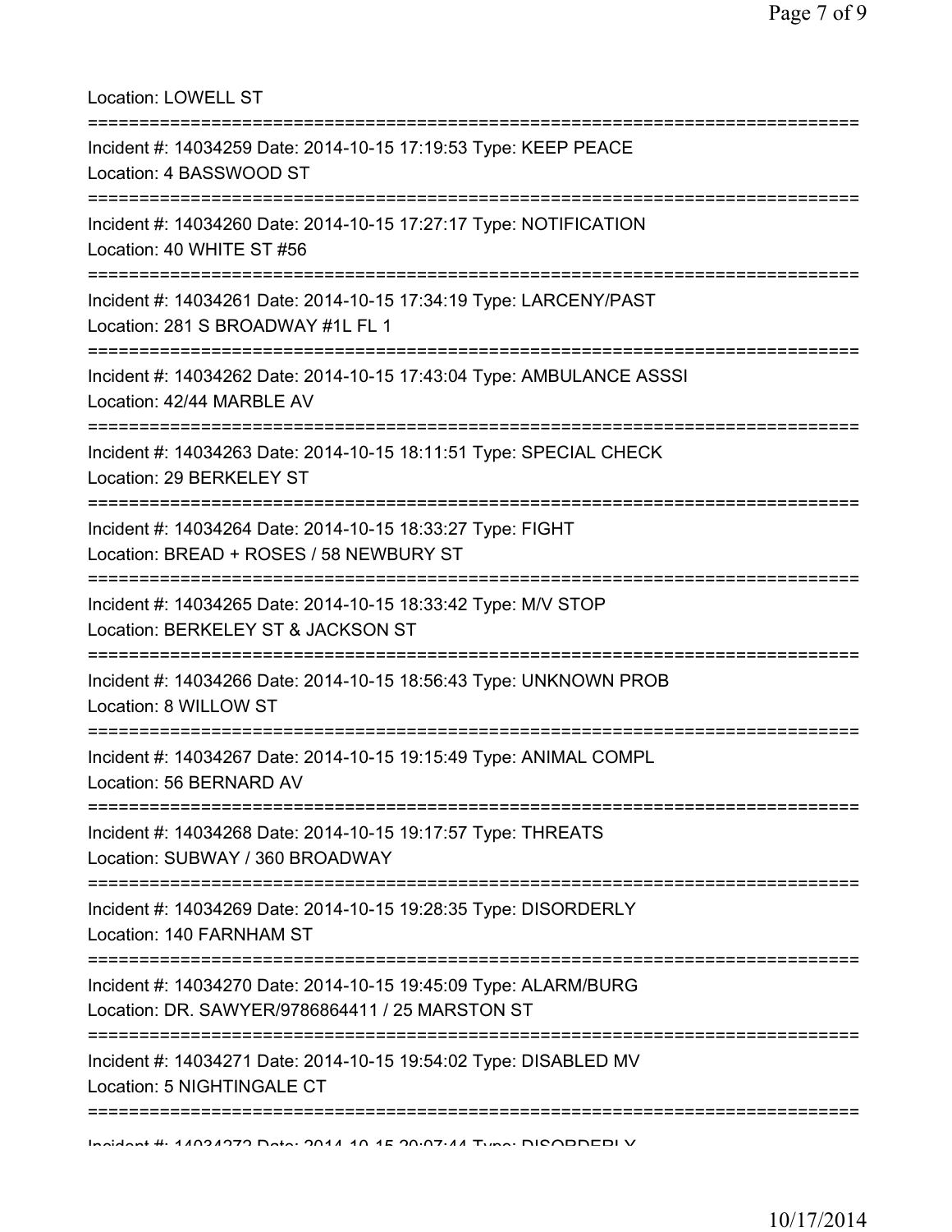Location: LOWELL ST

===========================================================================

Incident #: 14034259 Date: 2014-10-15 17:19:53 Type: KEEP PEACE
Location: 4 BASSWOOD ST

===========================================================================

Incident #: 14034260 Date: 2014-10-15 17:27:17 Type: NOTIFICATION
Location: 40 WHITE ST #56

===========================================================================

Incident #: 14034261 Date: 2014-10-15 17:34:19 Type: LARCENY/PAST
Location: 281 S BROADWAY #1L FL 1

===========================================================================

Incident #: 14034262 Date: 2014-10-15 17:43:04 Type: AMBULANCE ASSSI
Location: 42/44 MARBLE AV

===========================================================================

Incident #: 14034263 Date: 2014-10-15 18:11:51 Type: SPECIAL CHECK
Location: 29 BERKELEY ST

===========================================================================

Incident #: 14034264 Date: 2014-10-15 18:33:27 Type: FIGHT
Location: BREAD + ROSES / 58 NEWBURY ST

===========================================================================

Incident #: 14034265 Date: 2014-10-15 18:33:42 Type: M/V STOP
Location: BERKELEY ST & JACKSON ST

===========================================================================

Incident #: 14034266 Date: 2014-10-15 18:56:43 Type: UNKNOWN PROB
Location: 8 WILLOW ST

===========================================================================

Incident #: 14034267 Date: 2014-10-15 19:15:49 Type: ANIMAL COMPL
Location: 56 BERNARD AV

===========================================================================

Incident #: 14034268 Date: 2014-10-15 19:17:57 Type: THREATS
Location: SUBWAY / 360 BROADWAY

===========================================================================

Incident #: 14034269 Date: 2014-10-15 19:28:35 Type: DISORDERLY
Location: 140 FARNHAM ST

===========================================================================

Incident #: 14034270 Date: 2014-10-15 19:45:09 Type: ALARM/BURG
Location: DR. SAWYER/9786864411 / 25 MARSTON ST

===========================================================================

Incident #: 14034271 Date: 2014-10-15 19:54:02 Type: DISABLED MV
Location: 5 NIGHTINGALE CT

===========================================================================

Incident #: 14034272 Date: 2014-10-15 20:07:44 Type: DISORDERLY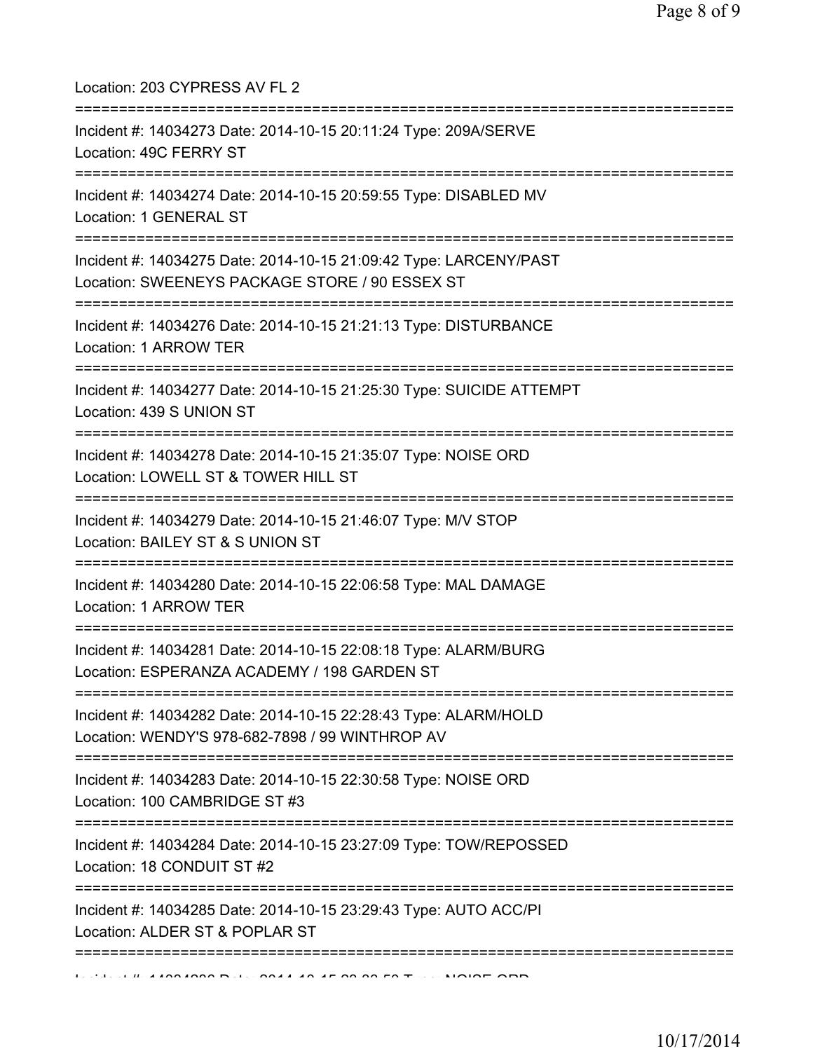Location: 203 CYPRESS AV FL 2

===========================================================================

Incident #: 14034273 Date: 2014-10-15 20:11:24 Type: 209A/SERVE

Location: 49C FERRY ST

===========================================================================

Incident #: 14034274 Date: 2014-10-15 20:59:55 Type: DISABLED MV

Location: 1 GENERAL ST

===========================================================================

Incident #: 14034275 Date: 2014-10-15 21:09:42 Type: LARCENY/PAST

Location: SWEENEYS PACKAGE STORE / 90 ESSEX ST

===========================================================================

Incident #: 14034276 Date: 2014-10-15 21:21:13 Type: DISTURBANCE

Location: 1 ARROW TER

===========================================================================

Incident #: 14034277 Date: 2014-10-15 21:25:30 Type: SUICIDE ATTEMPT

Location: 439 S UNION ST

===========================================================================

Incident #: 14034278 Date: 2014-10-15 21:35:07 Type: NOISE ORD

Location: LOWELL ST & TOWER HILL ST

===========================================================================

Incident #: 14034279 Date: 2014-10-15 21:46:07 Type: M/V STOP

Location: BAILEY ST & S UNION ST

===========================================================================

Incident #: 14034280 Date: 2014-10-15 22:06:58 Type: MAL DAMAGE

Location: 1 ARROW TER

===========================================================================

Incident #: 14034281 Date: 2014-10-15 22:08:18 Type: ALARM/BURG

Location: ESPERANZA ACADEMY / 198 GARDEN ST

===========================================================================

Incident #: 14034282 Date: 2014-10-15 22:28:43 Type: ALARM/HOLD

Location: WENDY'S 978-682-7898 / 99 WINTHROP AV

===========================================================================

Incident #: 14034283 Date: 2014-10-15 22:30:58 Type: NOISE ORD

Location: 100 CAMBRIDGE ST #3

===========================================================================

Incident #: 14034284 Date: 2014-10-15 23:27:09 Type: TOW/REPOSSED

Location: 18 CONDUIT ST #2

===========================================================================

Incident #: 14034285 Date: 2014-10-15 23:29:43 Type: AUTO ACC/PI

Location: ALDER ST & POPLAR ST

===========================================================================

Incident #: 14034286 Date: 2014-10-15 23:33:50 Type: NOISE ORD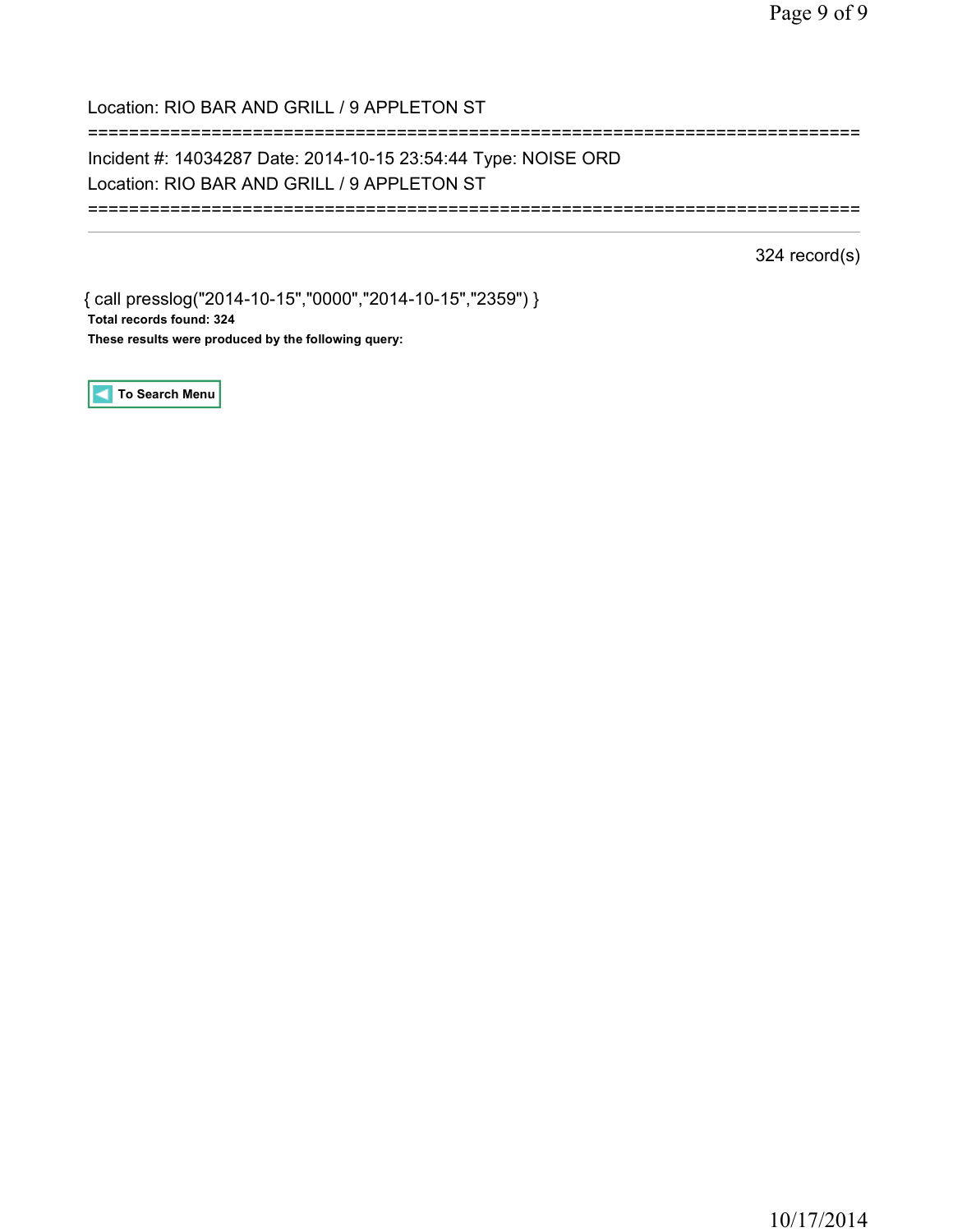Location: RIO BAR AND GRILL / 9 APPLETON ST

===========================================================================

Incident #: 14034287 Date: 2014-10-15 23:54:44 Type: NOISE ORD

Location: RIO BAR AND GRILL / 9 APPLETON ST

===========================================================================

---

324 record(s)

{ call presslog("2014-10-15","0000","2014-10-15","2359") }

**Total records found: 324**

**These results were produced by the following query:**

**To Search Menu**